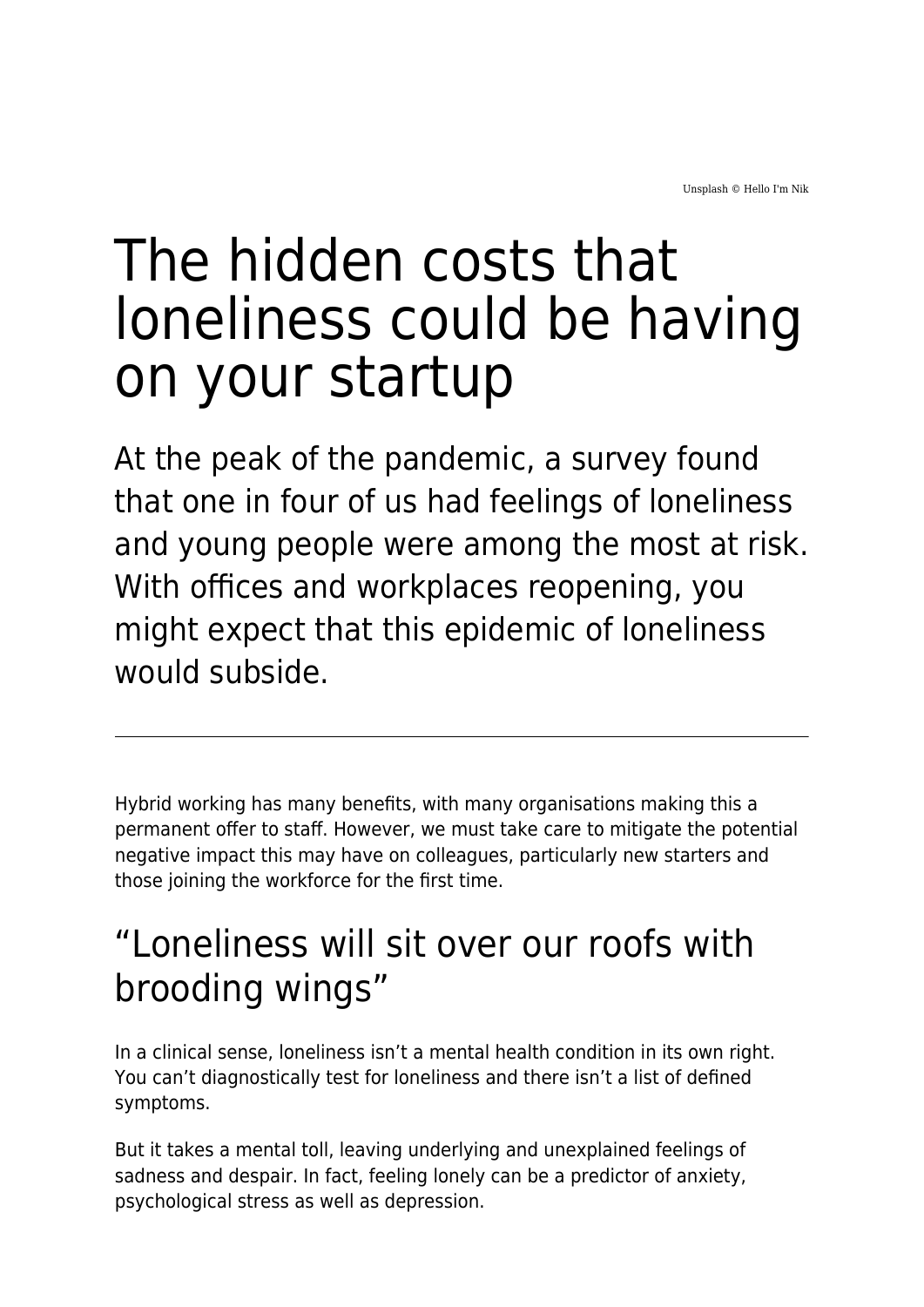Unsplash © Hello I'm Nik

# The hidden costs that loneliness could be having on your startup

At the peak of the pandemic, a survey found that one in four of us had feelings of loneliness and young people were among the most at risk. With offices and workplaces reopening, you might expect that this epidemic of loneliness would subside.

---

Hybrid working has many benefits, with many organisations making this a permanent offer to staff. However, we must take care to mitigate the potential negative impact this may have on colleagues, particularly new starters and those joining the workforce for the first time.

## "Loneliness will sit over our roofs with brooding wings"

In a clinical sense, loneliness isn't a mental health condition in its own right. You can't diagnostically test for loneliness and there isn't a list of defined symptoms.

But it takes a mental toll, leaving underlying and unexplained feelings of sadness and despair. In fact, feeling lonely can be a predictor of anxiety, psychological stress as well as depression.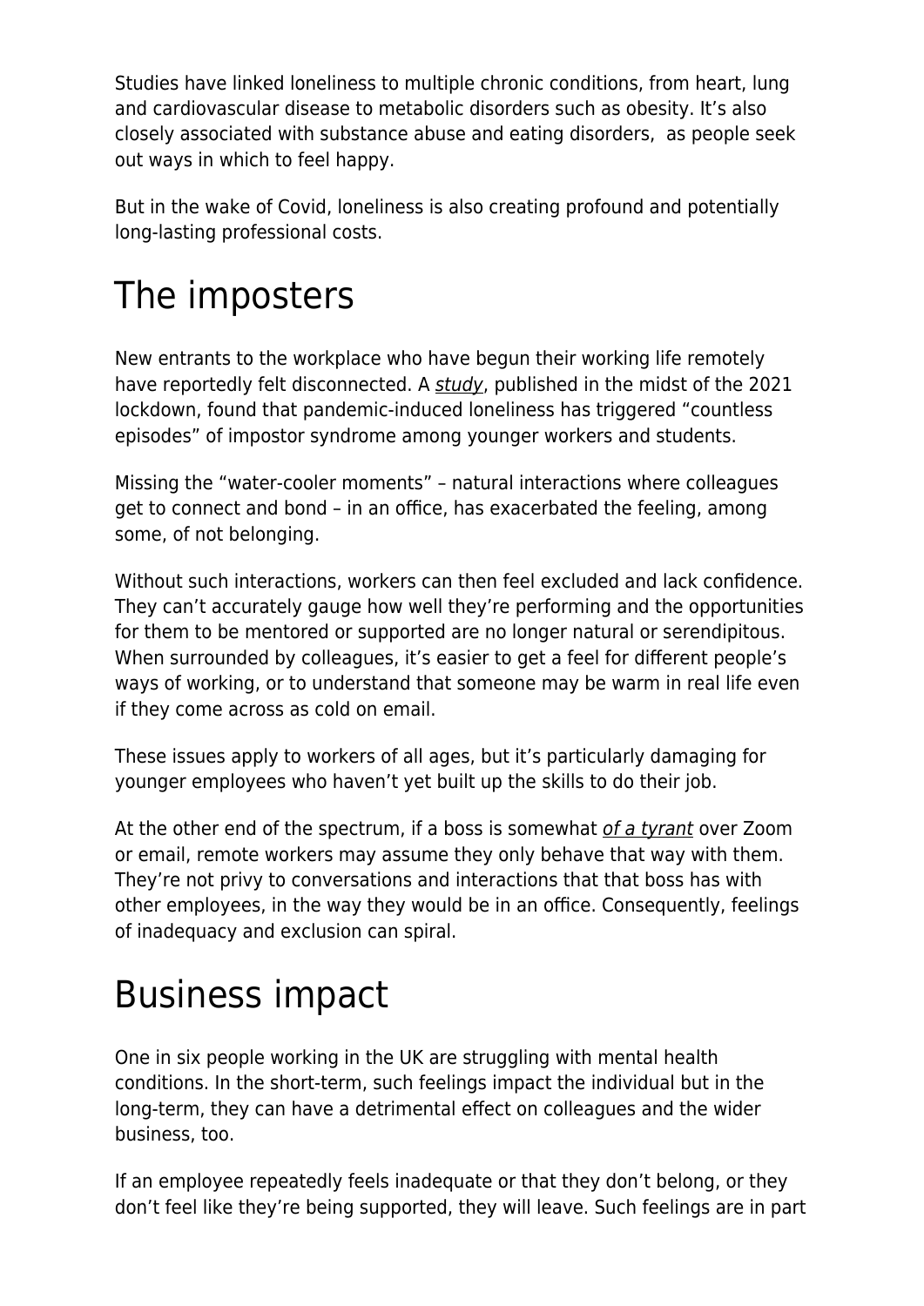Studies have linked loneliness to multiple chronic conditions, from heart, lung and cardiovascular disease to metabolic disorders such as obesity. It's also closely associated with substance abuse and eating disorders,  as people seek out ways in which to feel happy.

But in the wake of Covid, loneliness is also creating profound and potentially long-lasting professional costs.

# The imposters

New entrants to the workplace who have begun their working life remotely have reportedly felt disconnected. A *study*, published in the midst of the 2021 lockdown, found that pandemic-induced loneliness has triggered "countless episodes" of impostor syndrome among younger workers and students.

Missing the "water-cooler moments" – natural interactions where colleagues get to connect and bond – in an office, has exacerbated the feeling, among some, of not belonging.

Without such interactions, workers can then feel excluded and lack confidence. They can't accurately gauge how well they're performing and the opportunities for them to be mentored or supported are no longer natural or serendipitous. When surrounded by colleagues, it's easier to get a feel for different people's ways of working, or to understand that someone may be warm in real life even if they come across as cold on email.

These issues apply to workers of all ages, but it's particularly damaging for younger employees who haven't yet built up the skills to do their job.

At the other end of the spectrum, if a boss is somewhat *of a tyrant* over Zoom or email, remote workers may assume they only behave that way with them. They're not privy to conversations and interactions that that boss has with other employees, in the way they would be in an office. Consequently, feelings of inadequacy and exclusion can spiral.

# Business impact

One in six people working in the UK are struggling with mental health conditions. In the short-term, such feelings impact the individual but in the long-term, they can have a detrimental effect on colleagues and the wider business, too.

If an employee repeatedly feels inadequate or that they don't belong, or they don't feel like they're being supported, they will leave. Such feelings are in part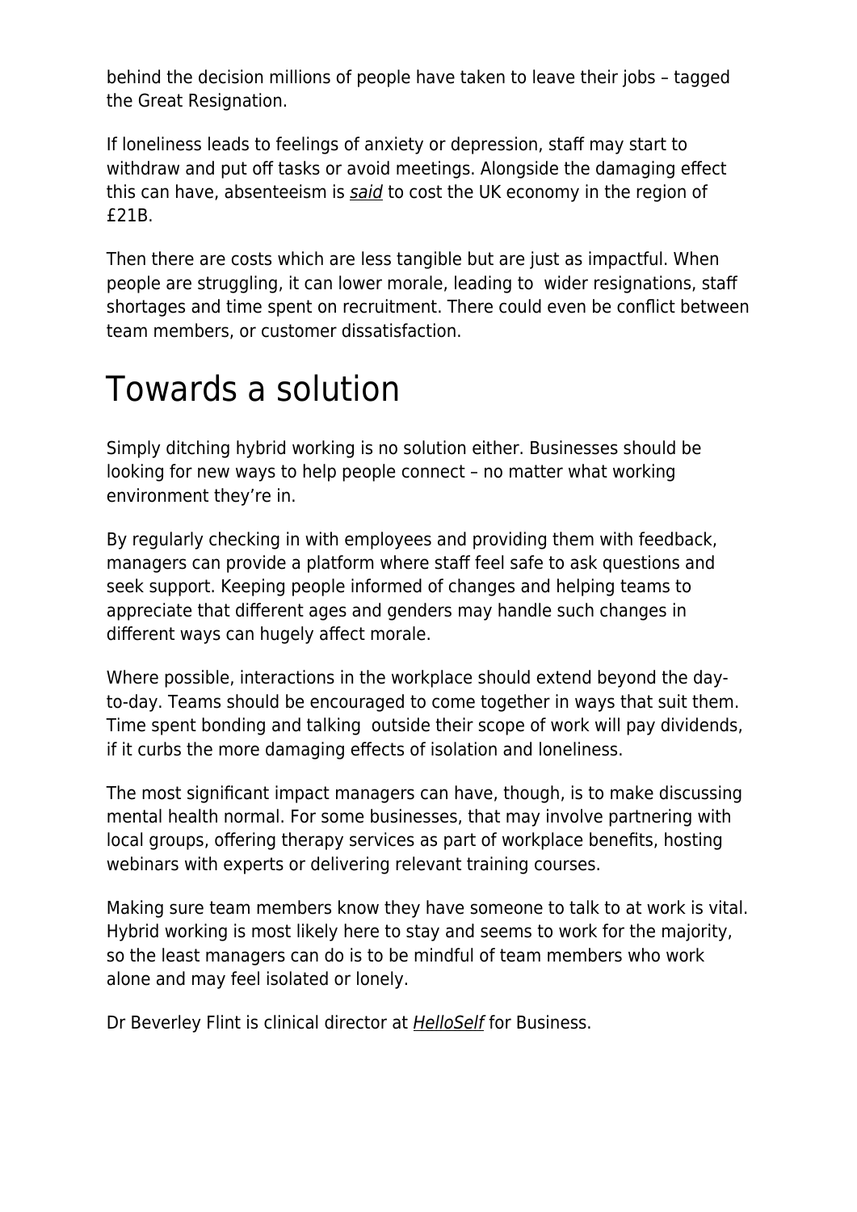behind the decision millions of people have taken to leave their jobs – tagged the Great Resignation.

If loneliness leads to feelings of anxiety or depression, staff may start to withdraw and put off tasks or avoid meetings. Alongside the damaging effect this can have, absenteeism is *said* to cost the UK economy in the region of £21B.

Then there are costs which are less tangible but are just as impactful. When people are struggling, it can lower morale, leading to wider resignations, staff shortages and time spent on recruitment. There could even be conflict between team members, or customer dissatisfaction.

# Towards a solution

Simply ditching hybrid working is no solution either. Businesses should be looking for new ways to help people connect – no matter what working environment they're in.

By regularly checking in with employees and providing them with feedback, managers can provide a platform where staff feel safe to ask questions and seek support. Keeping people informed of changes and helping teams to appreciate that different ages and genders may handle such changes in different ways can hugely affect morale.

Where possible, interactions in the workplace should extend beyond the day-to-day. Teams should be encouraged to come together in ways that suit them. Time spent bonding and talking outside their scope of work will pay dividends, if it curbs the more damaging effects of isolation and loneliness.

The most significant impact managers can have, though, is to make discussing mental health normal. For some businesses, that may involve partnering with local groups, offering therapy services as part of workplace benefits, hosting webinars with experts or delivering relevant training courses.

Making sure team members know they have someone to talk to at work is vital. Hybrid working is most likely here to stay and seems to work for the majority, so the least managers can do is to be mindful of team members who work alone and may feel isolated or lonely.

Dr Beverley Flint is clinical director at *HelloSelf* for Business.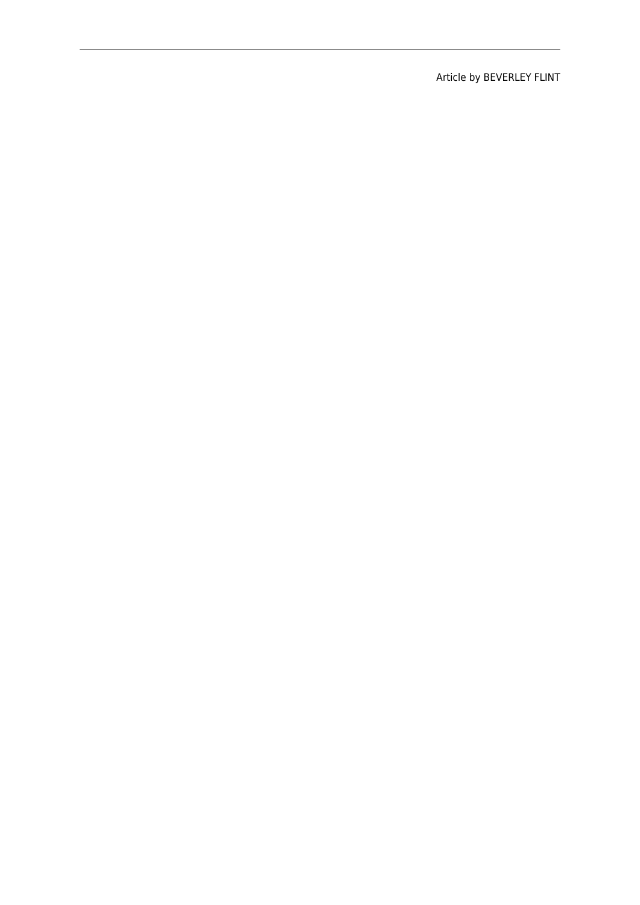Article by BEVERLEY FLINT